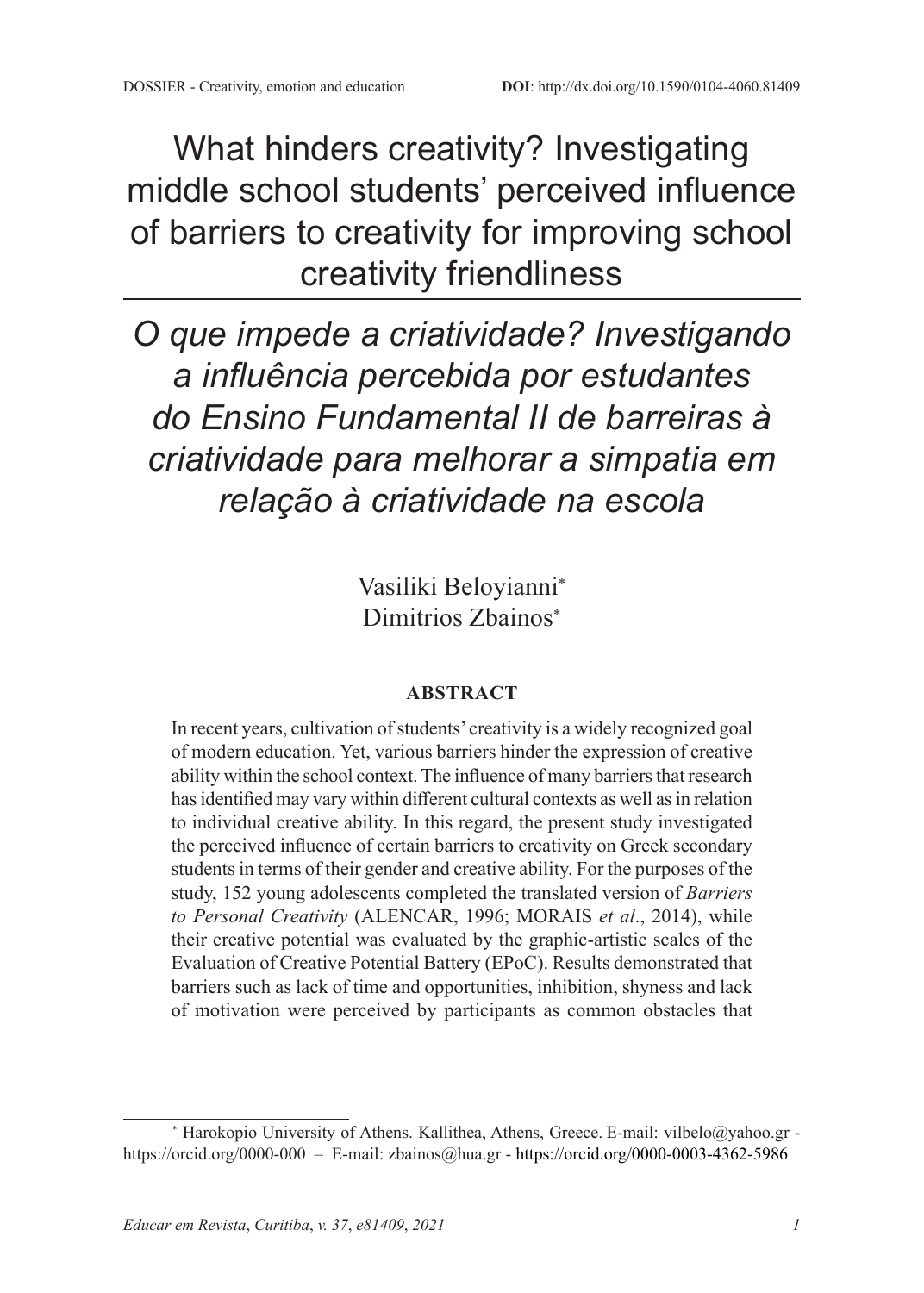DOSSIER - Creativity, emotion and education **DOI**: http://dx.doi.org/10.1590/0104-4060.81409

# What hinders creativity? Investigating middle school students' perceived influence of barriers to creativity for improving school creativity friendliness

# *O que impede a criatividade? Investigando a influência percebida por estudantes do Ensino Fundamental II de barreiras à criatividade para melhorar a simpatia em relação à criatividade na escola*

Vasiliki Beloyianni[*]
Dimitrios Zbainos[*]

**ABSTRACT**

In recent years, cultivation of students' creativity is a widely recognized goal of modern education. Yet, various barriers hinder the expression of creative ability within the school context. The influence of many barriers that research has identified may vary within different cultural contexts as well as in relation to individual creative ability. In this regard, the present study investigated the perceived influence of certain barriers to creativity on Greek secondary students in terms of their gender and creative ability. For the purposes of the study, 152 young adolescents completed the translated version of *Barriers to Personal Creativity* (ALENCAR, 1996; MORAIS *et al*., 2014), while their creative potential was evaluated by the graphic-artistic scales of the Evaluation of Creative Potential Battery (EPoC). Results demonstrated that barriers such as lack of time and opportunities, inhibition, shyness and lack of motivation were perceived by participants as common obstacles that

---

[*] Harokopio University of Athens. Kallithea, Athens, Greece. E-mail: vilbelo@yahoo.gr - https://orcid.org/0000-000 – E-mail: zbainos@hua.gr - https://orcid.org/0000-0003-4362-5986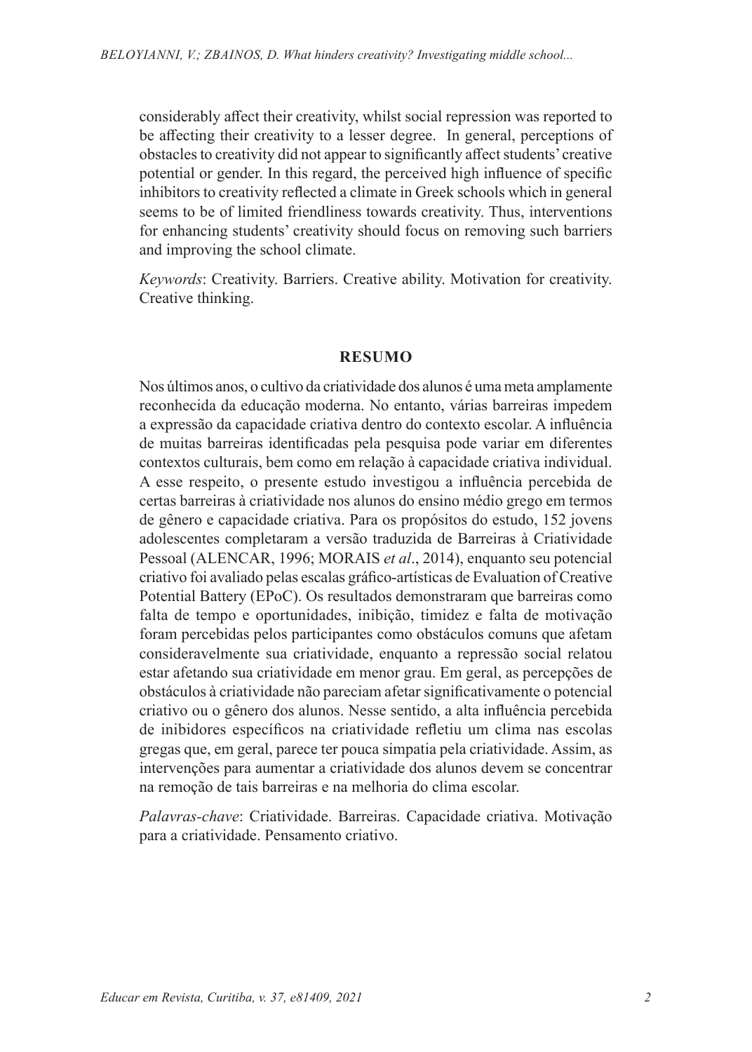considerably affect their creativity, whilst social repression was reported to be affecting their creativity to a lesser degree. In general, perceptions of obstacles to creativity did not appear to significantly affect students' creative potential or gender. In this regard, the perceived high influence of specific inhibitors to creativity reflected a climate in Greek schools which in general seems to be of limited friendliness towards creativity. Thus, interventions for enhancing students' creativity should focus on removing such barriers and improving the school climate.

*Keywords*: Creativity. Barriers. Creative ability. Motivation for creativity. Creative thinking.

## RESUMO

Nos últimos anos, o cultivo da criatividade dos alunos é uma meta amplamente reconhecida da educação moderna. No entanto, várias barreiras impedem a expressão da capacidade criativa dentro do contexto escolar. A influência de muitas barreiras identificadas pela pesquisa pode variar em diferentes contextos culturais, bem como em relação à capacidade criativa individual. A esse respeito, o presente estudo investigou a influência percebida de certas barreiras à criatividade nos alunos do ensino médio grego em termos de gênero e capacidade criativa. Para os propósitos do estudo, 152 jovens adolescentes completaram a versão traduzida de Barreiras à Criatividade Pessoal (ALENCAR, 1996; MORAIS *et al*., 2014), enquanto seu potencial criativo foi avaliado pelas escalas gráfico-artísticas de Evaluation of Creative Potential Battery (EPoC). Os resultados demonstraram que barreiras como falta de tempo e oportunidades, inibição, timidez e falta de motivação foram percebidas pelos participantes como obstáculos comuns que afetam consideravelmente sua criatividade, enquanto a repressão social relatou estar afetando sua criatividade em menor grau. Em geral, as percepções de obstáculos à criatividade não pareciam afetar significativamente o potencial criativo ou o gênero dos alunos. Nesse sentido, a alta influência percebida de inibidores específicos na criatividade refletiu um clima nas escolas gregas que, em geral, parece ter pouca simpatia pela criatividade. Assim, as intervenções para aumentar a criatividade dos alunos devem se concentrar na remoção de tais barreiras e na melhoria do clima escolar.

*Palavras-chave*: Criatividade. Barreiras. Capacidade criativa. Motivação para a criatividade. Pensamento criativo.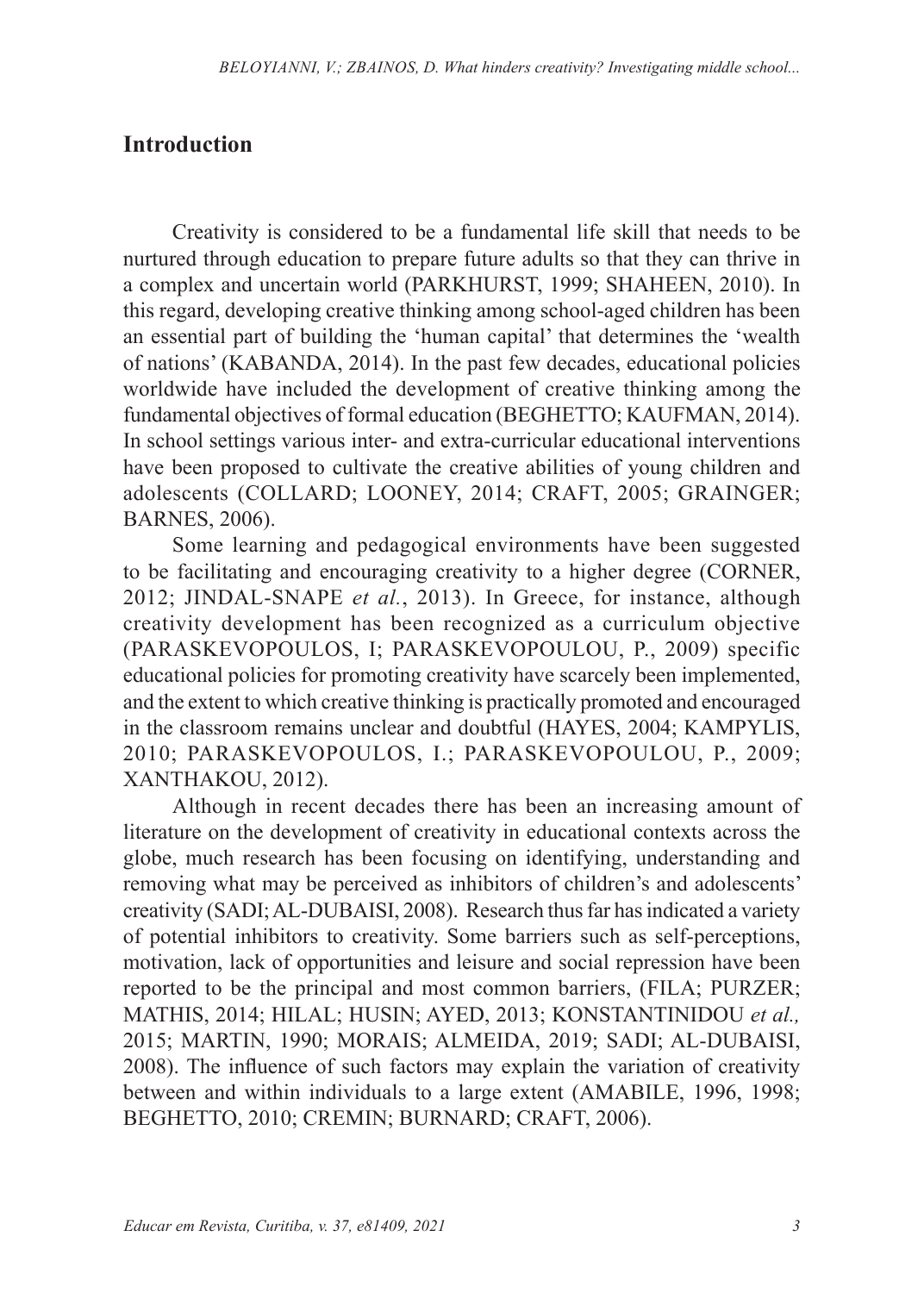## Introduction

Creativity is considered to be a fundamental life skill that needs to be nurtured through education to prepare future adults so that they can thrive in a complex and uncertain world (PARKHURST, 1999; SHAHEEN, 2010). In this regard, developing creative thinking among school-aged children has been an essential part of building the 'human capital' that determines the 'wealth of nations' (KABANDA, 2014). In the past few decades, educational policies worldwide have included the development of creative thinking among the fundamental objectives of formal education (BEGHETTO; KAUFMAN, 2014). In school settings various inter- and extra-curricular educational interventions have been proposed to cultivate the creative abilities of young children and adolescents (COLLARD; LOONEY, 2014; CRAFT, 2005; GRAINGER; BARNES, 2006).

Some learning and pedagogical environments have been suggested to be facilitating and encouraging creativity to a higher degree (CORNER, 2012; JINDAL-SNAPE *et al.*, 2013). In Greece, for instance, although creativity development has been recognized as a curriculum objective (PARASKEVOPOULOS, I; PARASKEVOPOULOU, P., 2009) specific educational policies for promoting creativity have scarcely been implemented, and the extent to which creative thinking is practically promoted and encouraged in the classroom remains unclear and doubtful (HAYES, 2004; KAMPYLIS, 2010; PARASKEVOPOULOS, I.; PARASKEVOPOULOU, P., 2009; XANTHAKOU, 2012).

Although in recent decades there has been an increasing amount of literature on the development of creativity in educational contexts across the globe, much research has been focusing on identifying, understanding and removing what may be perceived as inhibitors of children's and adolescents' creativity (SADI; AL-DUBAISI, 2008). Research thus far has indicated a variety of potential inhibitors to creativity. Some barriers such as self-perceptions, motivation, lack of opportunities and leisure and social repression have been reported to be the principal and most common barriers, (FILA; PURZER; MATHIS, 2014; HILAL; HUSIN; AYED, 2013; KONSTANTINIDOU *et al.,* 2015; MARTIN, 1990; MORAIS; ALMEIDA, 2019; SADI; AL-DUBAISI, 2008). The influence of such factors may explain the variation of creativity between and within individuals to a large extent (AMABILE, 1996, 1998; BEGHETTO, 2010; CREMIN; BURNARD; CRAFT, 2006).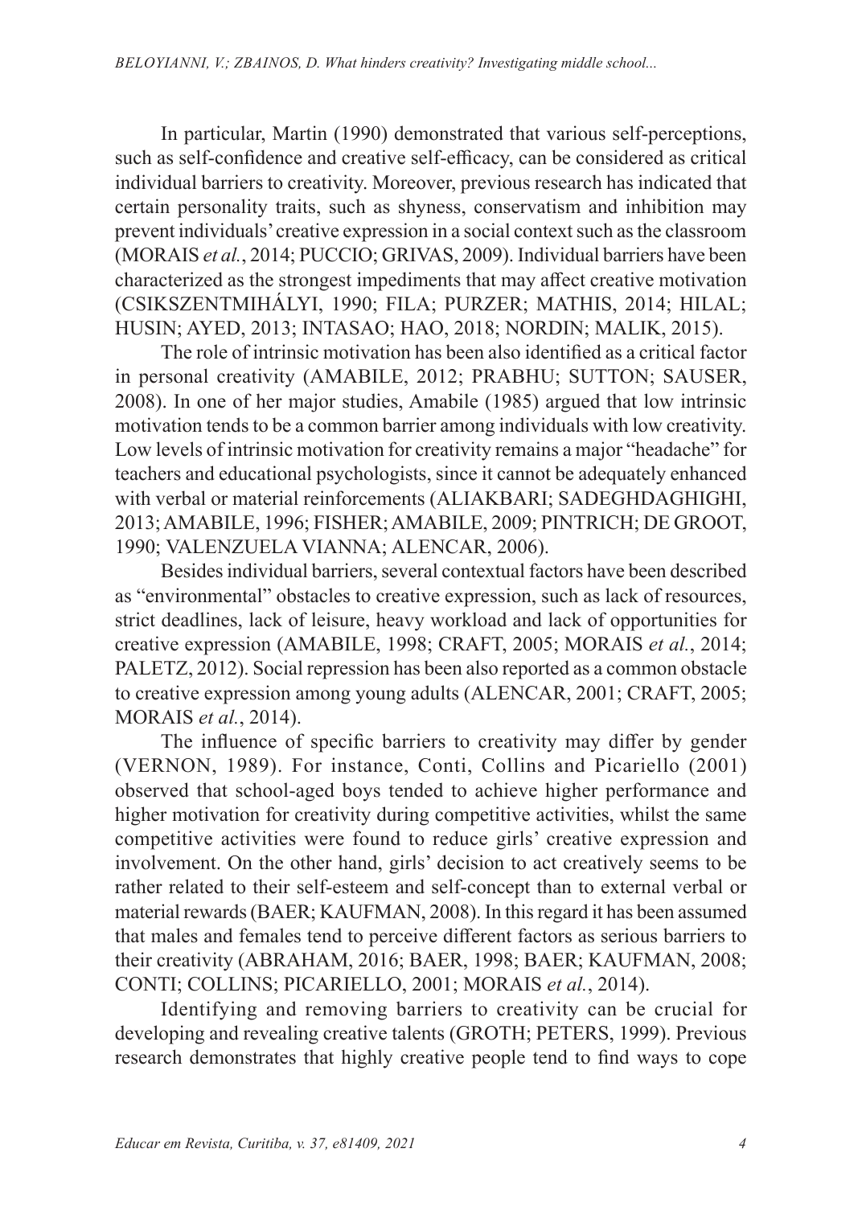In particular, Martin (1990) demonstrated that various self-perceptions, such as self-confidence and creative self-efficacy, can be considered as critical individual barriers to creativity. Moreover, previous research has indicated that certain personality traits, such as shyness, conservatism and inhibition may prevent individuals' creative expression in a social context such as the classroom (MORAIS *et al.*, 2014; PUCCIO; GRIVAS, 2009). Individual barriers have been characterized as the strongest impediments that may affect creative motivation (CSIKSZENTMIHÁLYI, 1990; FILA; PURZER; MATHIS, 2014; HILAL; HUSIN; AYED, 2013; INTASAO; HAO, 2018; NORDIN; MALIK, 2015).

The role of intrinsic motivation has been also identified as a critical factor in personal creativity (AMABILE, 2012; PRABHU; SUTTON; SAUSER, 2008). In one of her major studies, Amabile (1985) argued that low intrinsic motivation tends to be a common barrier among individuals with low creativity. Low levels of intrinsic motivation for creativity remains a major "headache" for teachers and educational psychologists, since it cannot be adequately enhanced with verbal or material reinforcements (ALIAKBARI; SADEGHDAGHIGHI, 2013; AMABILE, 1996; FISHER; AMABILE, 2009; PINTRICH; DE GROOT, 1990; VALENZUELA VIANNA; ALENCAR, 2006).

Besides individual barriers, several contextual factors have been described as "environmental" obstacles to creative expression, such as lack of resources, strict deadlines, lack of leisure, heavy workload and lack of opportunities for creative expression (AMABILE, 1998; CRAFT, 2005; MORAIS *et al.*, 2014; PALETZ, 2012). Social repression has been also reported as a common obstacle to creative expression among young adults (ALENCAR, 2001; CRAFT, 2005; MORAIS *et al.*, 2014).

The influence of specific barriers to creativity may differ by gender (VERNON, 1989). For instance, Conti, Collins and Picariello (2001) observed that school-aged boys tended to achieve higher performance and higher motivation for creativity during competitive activities, whilst the same competitive activities were found to reduce girls' creative expression and involvement. On the other hand, girls' decision to act creatively seems to be rather related to their self-esteem and self-concept than to external verbal or material rewards (BAER; KAUFMAN, 2008). In this regard it has been assumed that males and females tend to perceive different factors as serious barriers to their creativity (ABRAHAM, 2016; BAER, 1998; BAER; KAUFMAN, 2008; CONTI; COLLINS; PICARIELLO, 2001; MORAIS *et al.*, 2014).

Identifying and removing barriers to creativity can be crucial for developing and revealing creative talents (GROTH; PETERS, 1999). Previous research demonstrates that highly creative people tend to find ways to cope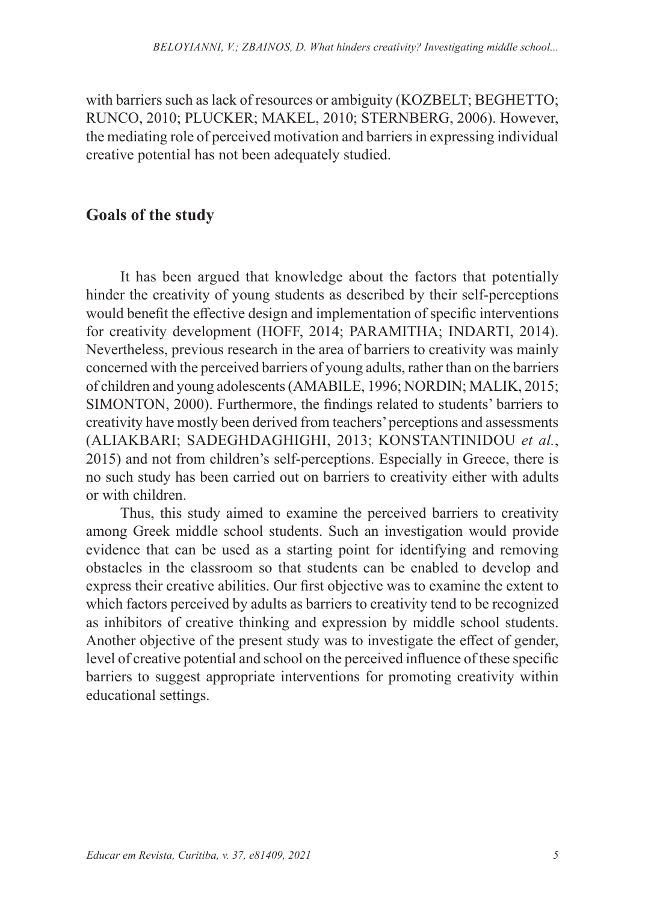with barriers such as lack of resources or ambiguity (KOZBELT; BEGHETTO; RUNCO, 2010; PLUCKER; MAKEL, 2010; STERNBERG, 2006). However, the mediating role of perceived motivation and barriers in expressing individual creative potential has not been adequately studied.

## Goals of the study

It has been argued that knowledge about the factors that potentially hinder the creativity of young students as described by their self-perceptions would benefit the effective design and implementation of specific interventions for creativity development (HOFF, 2014; PARAMITHA; INDARTI, 2014). Nevertheless, previous research in the area of barriers to creativity was mainly concerned with the perceived barriers of young adults, rather than on the barriers of children and young adolescents (AMABILE, 1996; NORDIN; MALIK, 2015; SIMONTON, 2000). Furthermore, the findings related to students' barriers to creativity have mostly been derived from teachers' perceptions and assessments (ALIAKBARI; SADEGHDAGHIGHI, 2013; KONSTANTINIDOU *et al.*, 2015) and not from children's self-perceptions. Especially in Greece, there is no such study has been carried out on barriers to creativity either with adults or with children.

Thus, this study aimed to examine the perceived barriers to creativity among Greek middle school students. Such an investigation would provide evidence that can be used as a starting point for identifying and removing obstacles in the classroom so that students can be enabled to develop and express their creative abilities. Our first objective was to examine the extent to which factors perceived by adults as barriers to creativity tend to be recognized as inhibitors of creative thinking and expression by middle school students. Another objective of the present study was to investigate the effect of gender, level of creative potential and school on the perceived influence of these specific barriers to suggest appropriate interventions for promoting creativity within educational settings.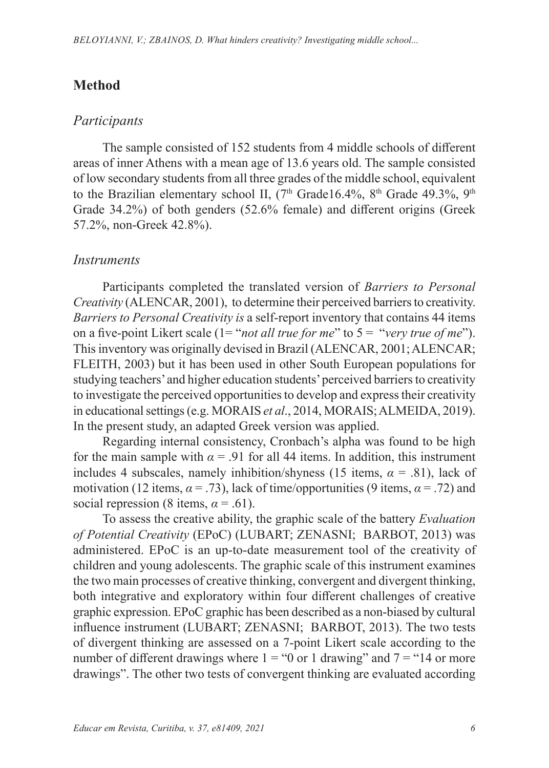## Method

### *Participants*

The sample consisted of 152 students from 4 middle schools of different areas of inner Athens with a mean age of 13.6 years old. The sample consisted of low secondary students from all three grades of the middle school, equivalent to the Brazilian elementary school II, (7th Grade16.4%, 8th Grade 49.3%, 9th Grade 34.2%) of both genders (52.6% female) and different origins (Greek 57.2%, non-Greek 42.8%).

### *Instruments*

Participants completed the translated version of *Barriers to Personal Creativity* (ALENCAR, 2001), to determine their perceived barriers to creativity. *Barriers to Personal Creativity is* a self-report inventory that contains 44 items on a five-point Likert scale (1= "*not all true for me*" to 5 = "*very true of me*"). This inventory was originally devised in Brazil (ALENCAR, 2001; ALENCAR; FLEITH, 2003) but it has been used in other South European populations for studying teachers' and higher education students' perceived barriers to creativity to investigate the perceived opportunities to develop and express their creativity in educational settings (e.g. MORAIS *et al*., 2014, MORAIS; ALMEIDA, 2019). In the present study, an adapted Greek version was applied.

Regarding internal consistency, Cronbach's alpha was found to be high for the main sample with $\alpha = .91$ for all 44 items. In addition, this instrument includes 4 subscales, namely inhibition/shyness (15 items, $\alpha = .81$), lack of motivation (12 items, $\alpha = .73$), lack of time/opportunities (9 items, $\alpha = .72$) and social repression (8 items, $\alpha = .61$).

To assess the creative ability, the graphic scale of the battery *Evaluation of Potential Creativity* (EPoC) (LUBART; ZENASNI; BARBOT, 2013) was administered. EPoC is an up-to-date measurement tool of the creativity of children and young adolescents. The graphic scale of this instrument examines the two main processes of creative thinking, convergent and divergent thinking, both integrative and exploratory within four different challenges of creative graphic expression. EPoC graphic has been described as a non-biased by cultural influence instrument (LUBART; ZENASNI; BARBOT, 2013). The two tests of divergent thinking are assessed on a 7-point Likert scale according to the number of different drawings where 1 = "0 or 1 drawing" and 7 = "14 or more drawings". The other two tests of convergent thinking are evaluated according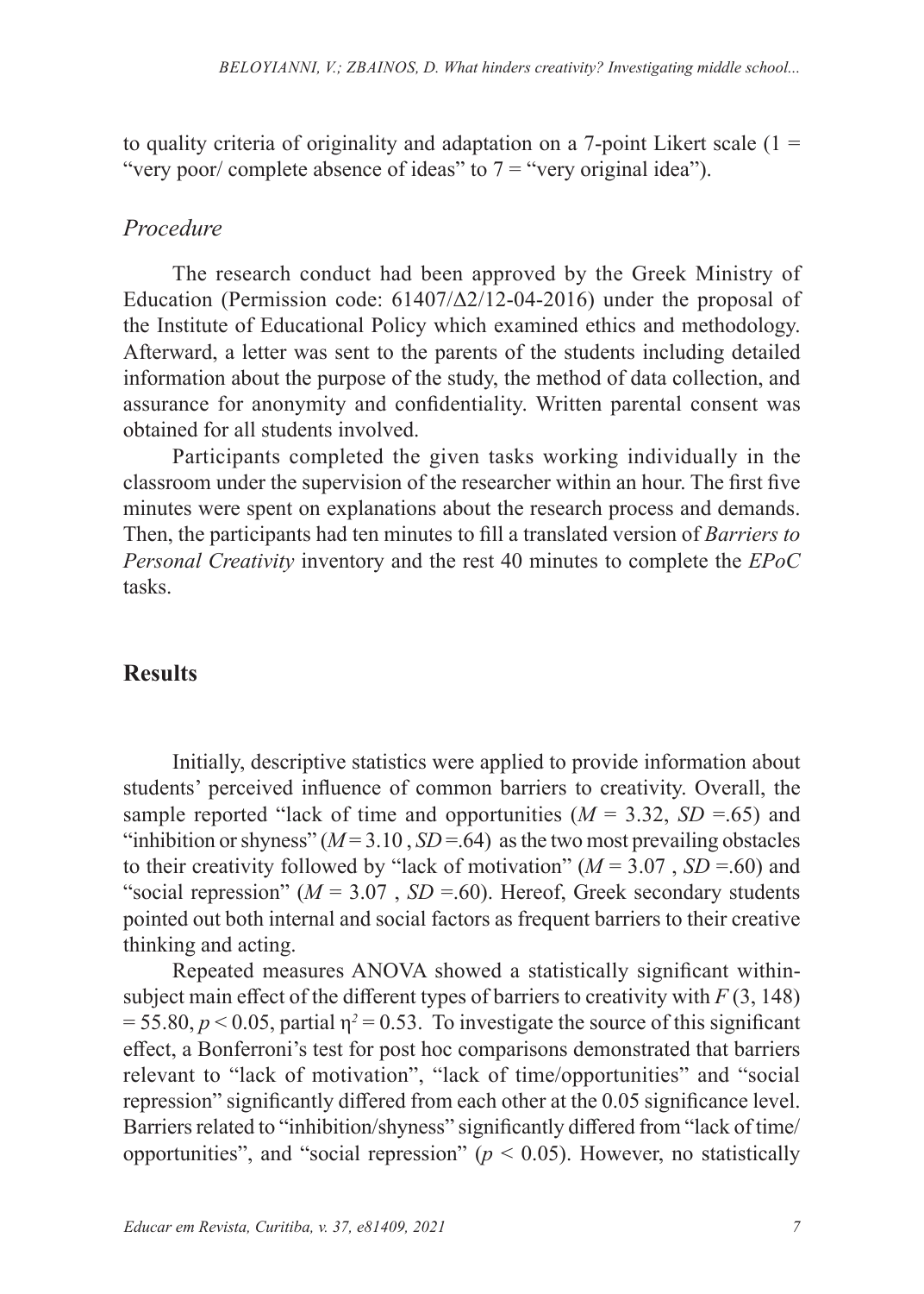to quality criteria of originality and adaptation on a 7-point Likert scale (1 = "very poor/ complete absence of ideas" to 7 = "very original idea").

### *Procedure*

The research conduct had been approved by the Greek Ministry of Education (Permission code: 61407/Δ2/12-04-2016) under the proposal of the Institute of Educational Policy which examined ethics and methodology. Afterward, a letter was sent to the parents of the students including detailed information about the purpose of the study, the method of data collection, and assurance for anonymity and confidentiality. Written parental consent was obtained for all students involved.

Participants completed the given tasks working individually in the classroom under the supervision of the researcher within an hour. The first five minutes were spent on explanations about the research process and demands. Then, the participants had ten minutes to fill a translated version of *Barriers to Personal Creativity* inventory and the rest 40 minutes to complete the *EPoC* tasks.

## **Results**

Initially, descriptive statistics were applied to provide information about students' perceived influence of common barriers to creativity. Overall, the sample reported "lack of time and opportunities ($M$ = 3.32, $SD$ =.65) and "inhibition or shyness" ($M$ = 3.10 , $SD$ =.64) as the two most prevailing obstacles to their creativity followed by "lack of motivation" ($M$ = 3.07 , $SD$ =.60) and "social repression" ($M$ = 3.07 , $SD$ =.60). Hereof, Greek secondary students pointed out both internal and social factors as frequent barriers to their creative thinking and acting.

Repeated measures ANOVA showed a statistically significant within-subject main effect of the different types of barriers to creativity with $F(3, 148) = 55.80$, $p < 0.05$, partial $\eta^2 = 0.53$. To investigate the source of this significant effect, a Bonferroni's test for post hoc comparisons demonstrated that barriers relevant to "lack of motivation", "lack of time/opportunities" and "social repression" significantly differed from each other at the 0.05 significance level. Barriers related to "inhibition/shyness" significantly differed from "lack of time/ opportunities", and "social repression" ($p < 0.05$). However, no statistically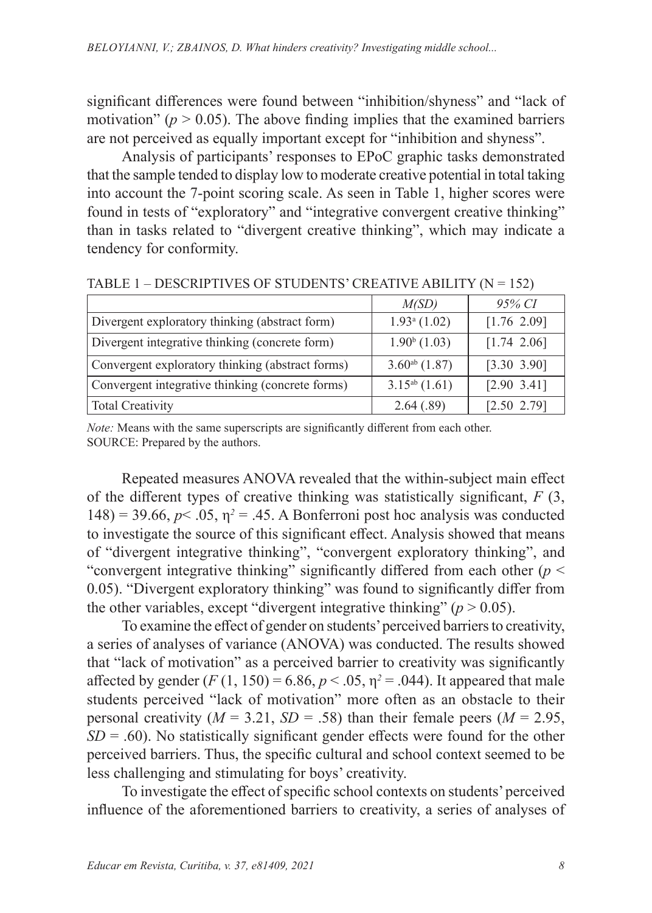significant differences were found between "inhibition/shyness" and "lack of motivation" ($p > 0.05$). The above finding implies that the examined barriers are not perceived as equally important except for "inhibition and shyness".

Analysis of participants' responses to EPoC graphic tasks demonstrated that the sample tended to display low to moderate creative potential in total taking into account the 7-point scoring scale. As seen in Table 1, higher scores were found in tests of "exploratory" and "integrative convergent creative thinking" than in tasks related to "divergent creative thinking", which may indicate a tendency for conformity.

TABLE 1 – DESCRIPTIVES OF STUDENTS' CREATIVE ABILITY (N = 152)

| | *M(SD)* | *95% CI* |
|---|---|---|
| Divergent exploratory thinking (abstract form) | $1.93^{a}$ (1.02) | [1.76 2.09] |
| Divergent integrative thinking (concrete form) | $1.90^{b}$ (1.03) | [1.74 2.06] |
| Convergent exploratory thinking (abstract forms) | $3.60^{ab}$ (1.87) | [3.30 3.90] |
| Convergent integrative thinking (concrete forms) | $3.15^{ab}$ (1.61) | [2.90 3.41] |
| Total Creativity | 2.64 (.89) | [2.50 2.79] |

*Note:* Means with the same superscripts are significantly different from each other.
SOURCE: Prepared by the authors.

Repeated measures ANOVA revealed that the within-subject main effect of the different types of creative thinking was statistically significant, $F$ (3, 148) = 39.66, $p < .05$, $\eta^2 = .45$. A Bonferroni post hoc analysis was conducted to investigate the source of this significant effect. Analysis showed that means of "divergent integrative thinking", "convergent exploratory thinking", and "convergent integrative thinking" significantly differed from each other ($p < 0.05$). "Divergent exploratory thinking" was found to significantly differ from the other variables, except "divergent integrative thinking" ($p > 0.05$).

To examine the effect of gender on students' perceived barriers to creativity, a series of analyses of variance (ANOVA) was conducted. The results showed that "lack of motivation" as a perceived barrier to creativity was significantly affected by gender ($F$ (1, 150) = 6.86, $p < .05$, $\eta^2 = .044$). It appeared that male students perceived "lack of motivation" more often as an obstacle to their personal creativity ($M$ = 3.21, $SD$ = .58) than their female peers ($M$ = 2.95, $SD$ = .60). No statistically significant gender effects were found for the other perceived barriers. Thus, the specific cultural and school context seemed to be less challenging and stimulating for boys' creativity.

To investigate the effect of specific school contexts on students' perceived influence of the aforementioned barriers to creativity, a series of analyses of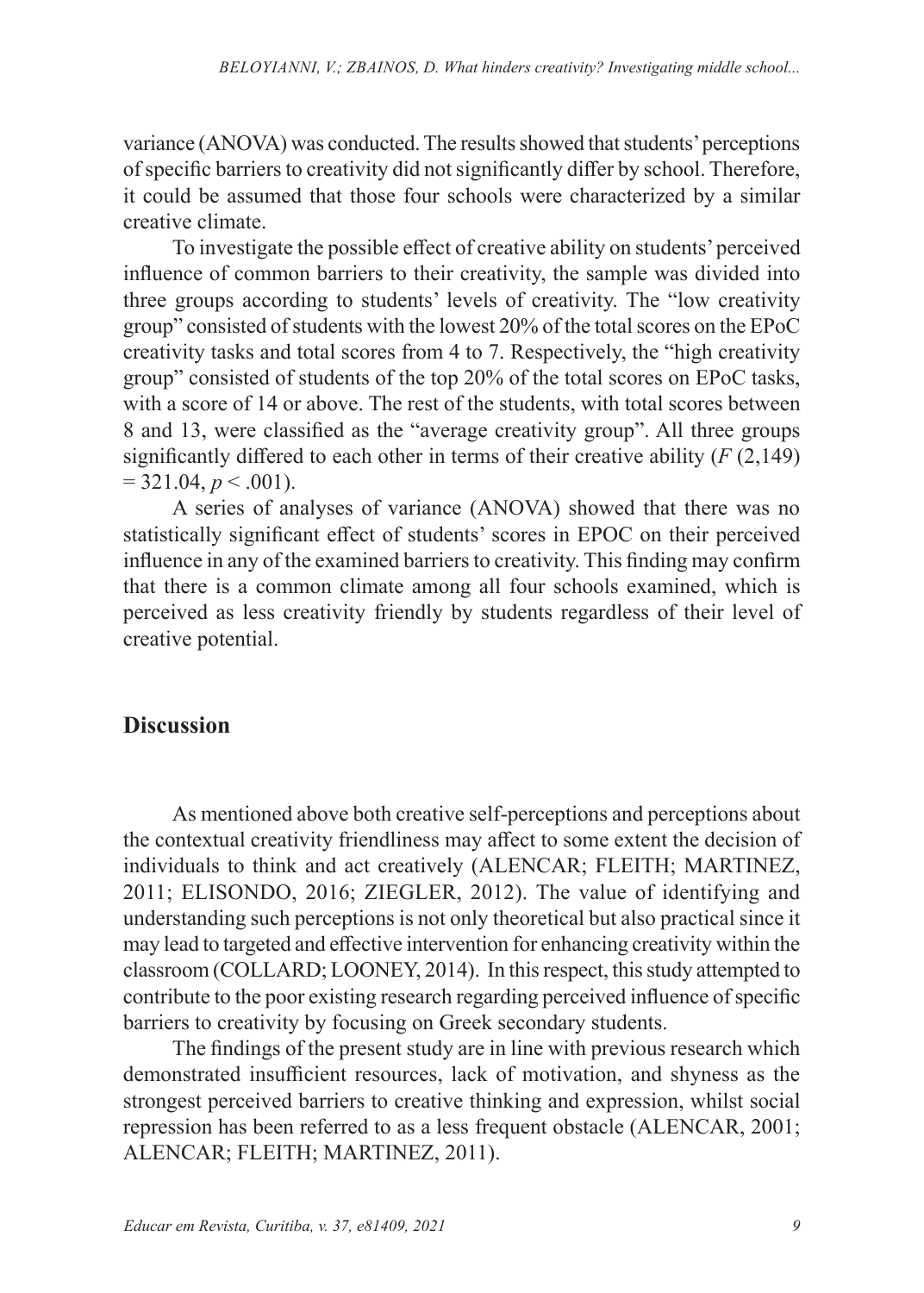variance (ANOVA) was conducted. The results showed that students' perceptions of specific barriers to creativity did not significantly differ by school. Therefore, it could be assumed that those four schools were characterized by a similar creative climate.

To investigate the possible effect of creative ability on students' perceived influence of common barriers to their creativity, the sample was divided into three groups according to students' levels of creativity. The "low creativity group" consisted of students with the lowest 20% of the total scores on the EPoC creativity tasks and total scores from 4 to 7. Respectively, the "high creativity group" consisted of students of the top 20% of the total scores on EPoC tasks, with a score of 14 or above. The rest of the students, with total scores between 8 and 13, were classified as the "average creativity group". All three groups significantly differed to each other in terms of their creative ability ($F$ (2,149) = 321.04, $p < .001$).

A series of analyses of variance (ANOVA) showed that there was no statistically significant effect of students' scores in EPOC on their perceived influence in any of the examined barriers to creativity. This finding may confirm that there is a common climate among all four schools examined, which is perceived as less creativity friendly by students regardless of their level of creative potential.

## Discussion

As mentioned above both creative self-perceptions and perceptions about the contextual creativity friendliness may affect to some extent the decision of individuals to think and act creatively (ALENCAR; FLEITH; MARTINEZ, 2011; ELISONDO, 2016; ZIEGLER, 2012). The value of identifying and understanding such perceptions is not only theoretical but also practical since it may lead to targeted and effective intervention for enhancing creativity within the classroom (COLLARD; LOONEY, 2014). In this respect, this study attempted to contribute to the poor existing research regarding perceived influence of specific barriers to creativity by focusing on Greek secondary students.

The findings of the present study are in line with previous research which demonstrated insufficient resources, lack of motivation, and shyness as the strongest perceived barriers to creative thinking and expression, whilst social repression has been referred to as a less frequent obstacle (ALENCAR, 2001; ALENCAR; FLEITH; MARTINEZ, 2011).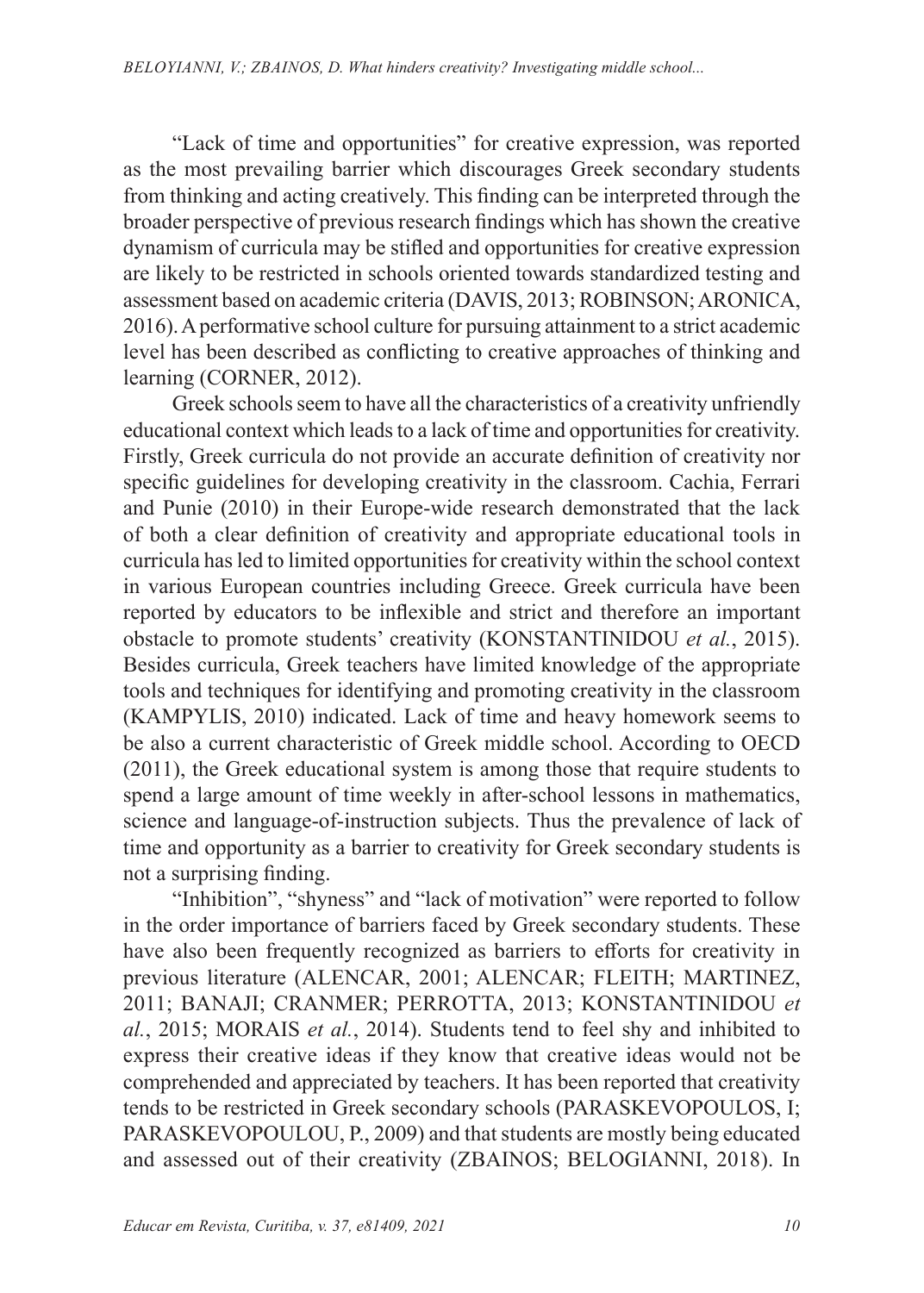“Lack of time and opportunities” for creative expression, was reported as the most prevailing barrier which discourages Greek secondary students from thinking and acting creatively. This finding can be interpreted through the broader perspective of previous research findings which has shown the creative dynamism of curricula may be stifled and opportunities for creative expression are likely to be restricted in schools oriented towards standardized testing and assessment based on academic criteria (DAVIS, 2013; ROBINSON; ARONICA, 2016). A performative school culture for pursuing attainment to a strict academic level has been described as conflicting to creative approaches of thinking and learning (CORNER, 2012).

Greek schools seem to have all the characteristics of a creativity unfriendly educational context which leads to a lack of time and opportunities for creativity. Firstly, Greek curricula do not provide an accurate definition of creativity nor specific guidelines for developing creativity in the classroom. Cachia, Ferrari and Punie (2010) in their Europe-wide research demonstrated that the lack of both a clear definition of creativity and appropriate educational tools in curricula has led to limited opportunities for creativity within the school context in various European countries including Greece. Greek curricula have been reported by educators to be inflexible and strict and therefore an important obstacle to promote students’ creativity (KONSTANTINIDOU *et al.*, 2015). Besides curricula, Greek teachers have limited knowledge of the appropriate tools and techniques for identifying and promoting creativity in the classroom (KAMPYLIS, 2010) indicated. Lack of time and heavy homework seems to be also a current characteristic of Greek middle school. According to OECD (2011), the Greek educational system is among those that require students to spend a large amount of time weekly in after-school lessons in mathematics, science and language-of-instruction subjects. Thus the prevalence of lack of time and opportunity as a barrier to creativity for Greek secondary students is not a surprising finding.

“Inhibition”, “shyness” and “lack of motivation” were reported to follow in the order importance of barriers faced by Greek secondary students. These have also been frequently recognized as barriers to efforts for creativity in previous literature (ALENCAR, 2001; ALENCAR; FLEITH; MARTINEZ, 2011; BANAJI; CRANMER; PERROTTA, 2013; KONSTANTINIDOU *et al.*, 2015; MORAIS *et al.*, 2014). Students tend to feel shy and inhibited to express their creative ideas if they know that creative ideas would not be comprehended and appreciated by teachers. It has been reported that creativity tends to be restricted in Greek secondary schools (PARASKEVOPOULOS, I; PARASKEVOPOULOU, P., 2009) and that students are mostly being educated and assessed out of their creativity (ZBAINOS; BELOGIANNI, 2018). In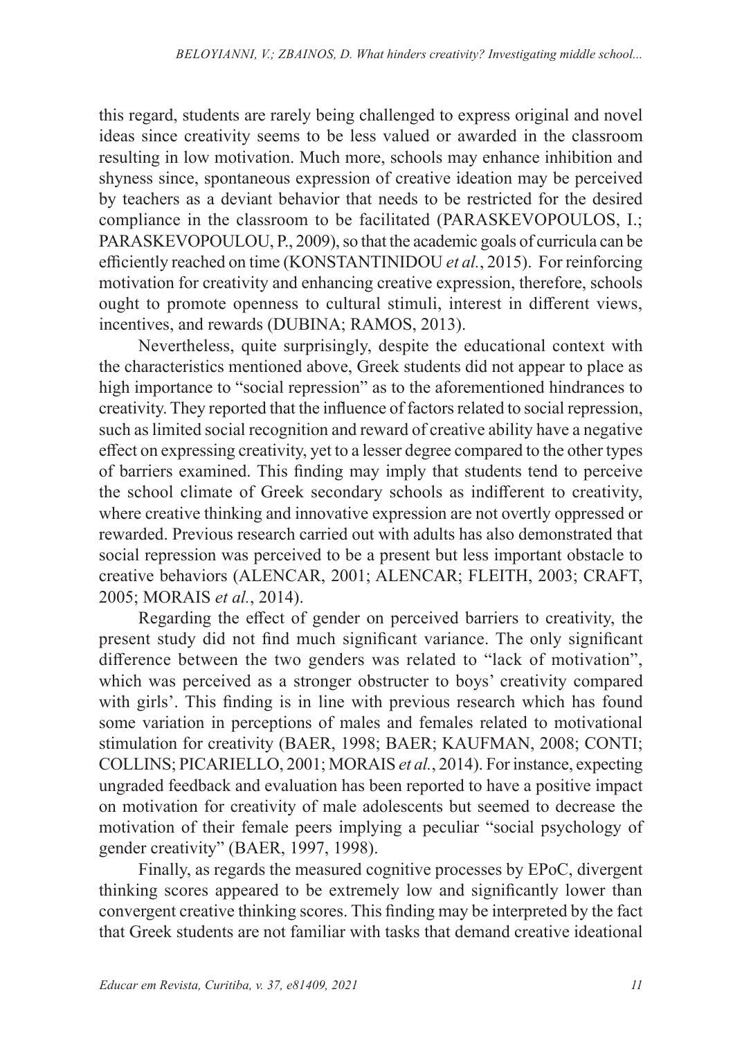this regard, students are rarely being challenged to express original and novel ideas since creativity seems to be less valued or awarded in the classroom resulting in low motivation. Much more, schools may enhance inhibition and shyness since, spontaneous expression of creative ideation may be perceived by teachers as a deviant behavior that needs to be restricted for the desired compliance in the classroom to be facilitated (PARASKEVOPOULOS, I.; PARASKEVOPOULOU, P., 2009), so that the academic goals of curricula can be efficiently reached on time (KONSTANTINIDOU *et al.*, 2015). For reinforcing motivation for creativity and enhancing creative expression, therefore, schools ought to promote openness to cultural stimuli, interest in different views, incentives, and rewards (DUBINA; RAMOS, 2013).

Nevertheless, quite surprisingly, despite the educational context with the characteristics mentioned above, Greek students did not appear to place as high importance to "social repression" as to the aforementioned hindrances to creativity. They reported that the influence of factors related to social repression, such as limited social recognition and reward of creative ability have a negative effect on expressing creativity, yet to a lesser degree compared to the other types of barriers examined. This finding may imply that students tend to perceive the school climate of Greek secondary schools as indifferent to creativity, where creative thinking and innovative expression are not overtly oppressed or rewarded. Previous research carried out with adults has also demonstrated that social repression was perceived to be a present but less important obstacle to creative behaviors (ALENCAR, 2001; ALENCAR; FLEITH, 2003; CRAFT, 2005; MORAIS *et al.*, 2014).

Regarding the effect of gender on perceived barriers to creativity, the present study did not find much significant variance. The only significant difference between the two genders was related to "lack of motivation", which was perceived as a stronger obstructer to boys' creativity compared with girls'. This finding is in line with previous research which has found some variation in perceptions of males and females related to motivational stimulation for creativity (BAER, 1998; BAER; KAUFMAN, 2008; CONTI; COLLINS; PICARIELLO, 2001; MORAIS *et al.*, 2014). For instance, expecting ungraded feedback and evaluation has been reported to have a positive impact on motivation for creativity of male adolescents but seemed to decrease the motivation of their female peers implying a peculiar "social psychology of gender creativity" (BAER, 1997, 1998).

Finally, as regards the measured cognitive processes by EPoC, divergent thinking scores appeared to be extremely low and significantly lower than convergent creative thinking scores. This finding may be interpreted by the fact that Greek students are not familiar with tasks that demand creative ideational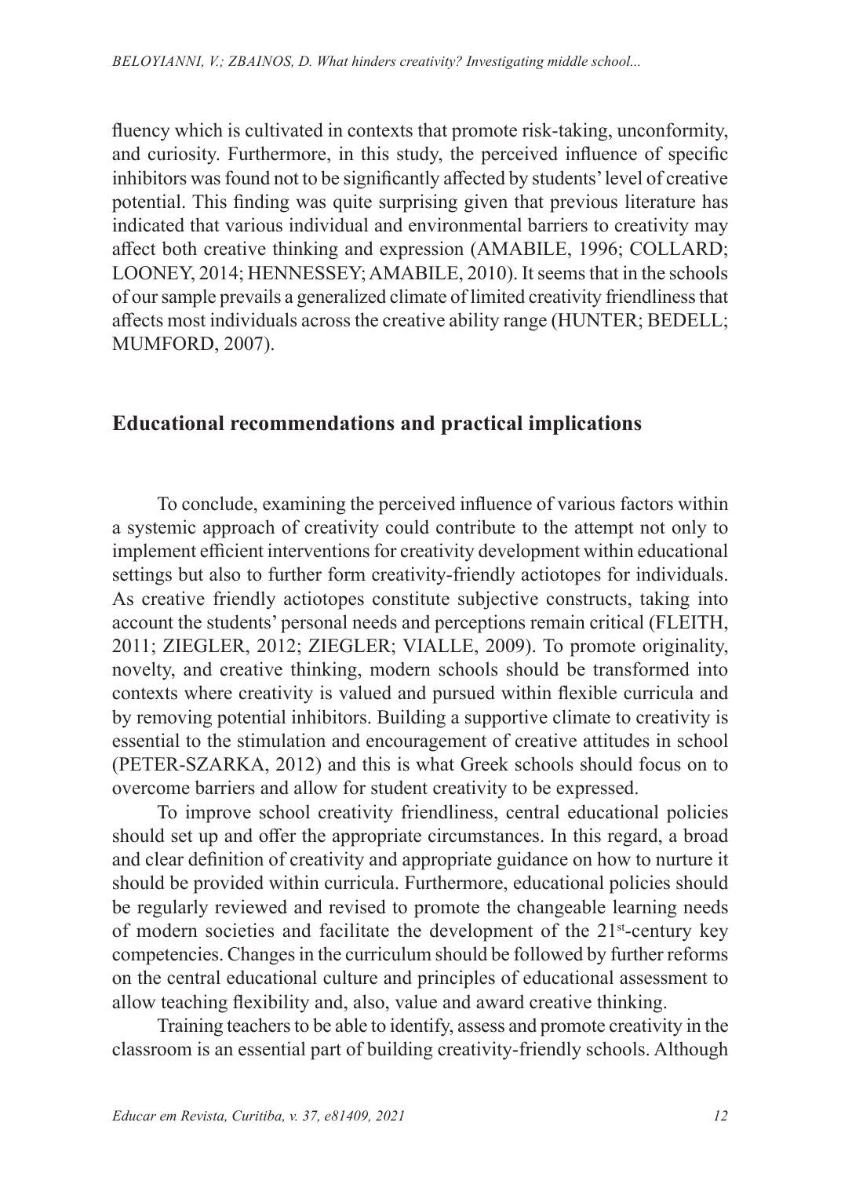fluency which is cultivated in contexts that promote risk-taking, unconformity, and curiosity. Furthermore, in this study, the perceived influence of specific inhibitors was found not to be significantly affected by students' level of creative potential. This finding was quite surprising given that previous literature has indicated that various individual and environmental barriers to creativity may affect both creative thinking and expression (AMABILE, 1996; COLLARD; LOONEY, 2014; HENNESSEY; AMABILE, 2010). It seems that in the schools of our sample prevails a generalized climate of limited creativity friendliness that affects most individuals across the creative ability range (HUNTER; BEDELL; MUMFORD, 2007).

## Educational recommendations and practical implications

To conclude, examining the perceived influence of various factors within a systemic approach of creativity could contribute to the attempt not only to implement efficient interventions for creativity development within educational settings but also to further form creativity-friendly actiotopes for individuals. As creative friendly actiotopes constitute subjective constructs, taking into account the students' personal needs and perceptions remain critical (FLEITH, 2011; ZIEGLER, 2012; ZIEGLER; VIALLE, 2009). To promote originality, novelty, and creative thinking, modern schools should be transformed into contexts where creativity is valued and pursued within flexible curricula and by removing potential inhibitors. Building a supportive climate to creativity is essential to the stimulation and encouragement of creative attitudes in school (PETER-SZARKA, 2012) and this is what Greek schools should focus on to overcome barriers and allow for student creativity to be expressed.

To improve school creativity friendliness, central educational policies should set up and offer the appropriate circumstances. In this regard, a broad and clear definition of creativity and appropriate guidance on how to nurture it should be provided within curricula. Furthermore, educational policies should be regularly reviewed and revised to promote the changeable learning needs of modern societies and facilitate the development of the 21st-century key competencies. Changes in the curriculum should be followed by further reforms on the central educational culture and principles of educational assessment to allow teaching flexibility and, also, value and award creative thinking.

Training teachers to be able to identify, assess and promote creativity in the classroom is an essential part of building creativity-friendly schools. Although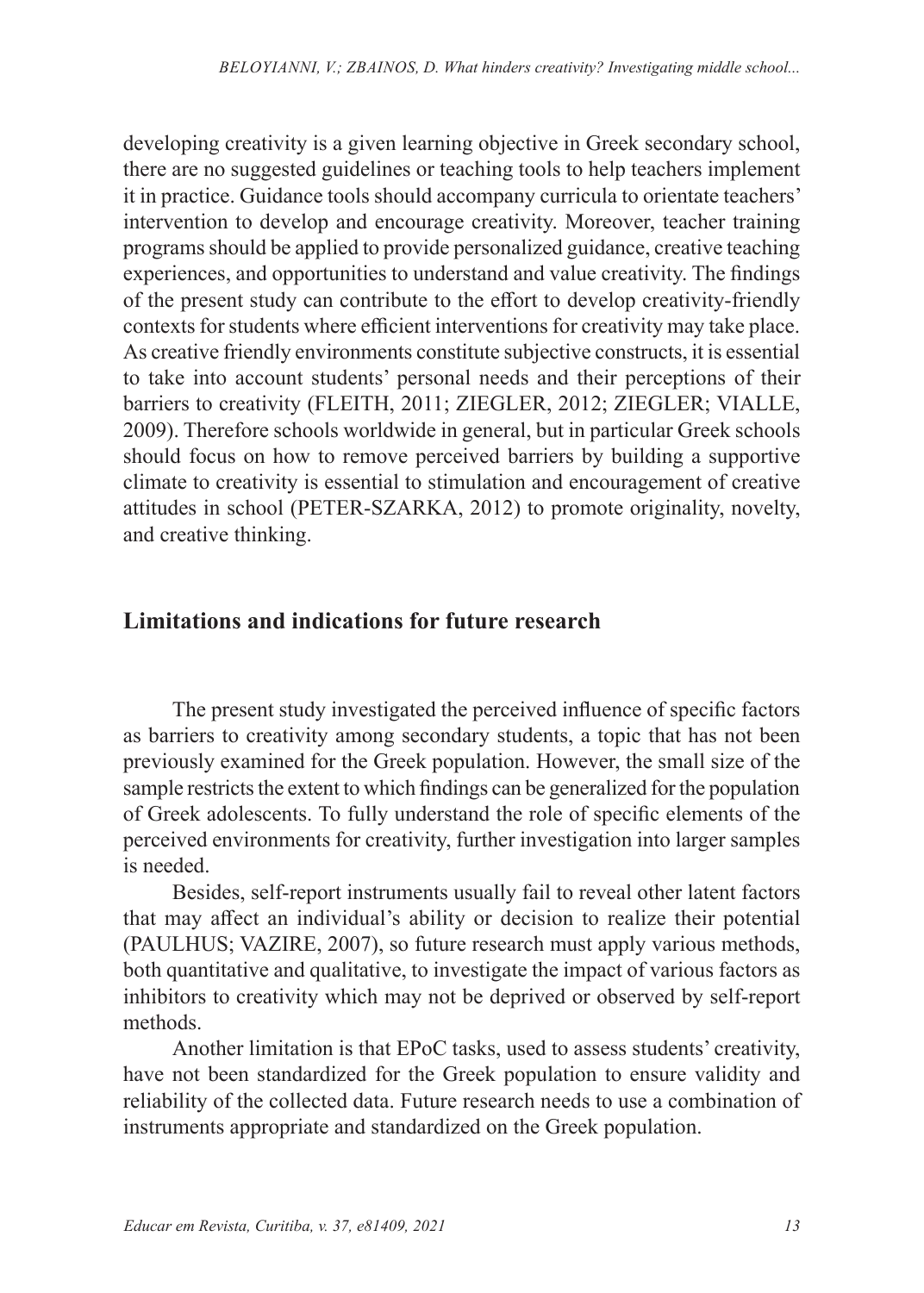developing creativity is a given learning objective in Greek secondary school, there are no suggested guidelines or teaching tools to help teachers implement it in practice. Guidance tools should accompany curricula to orientate teachers' intervention to develop and encourage creativity. Moreover, teacher training programs should be applied to provide personalized guidance, creative teaching experiences, and opportunities to understand and value creativity. The findings of the present study can contribute to the effort to develop creativity-friendly contexts for students where efficient interventions for creativity may take place. As creative friendly environments constitute subjective constructs, it is essential to take into account students' personal needs and their perceptions of their barriers to creativity (FLEITH, 2011; ZIEGLER, 2012; ZIEGLER; VIALLE, 2009). Therefore schools worldwide in general, but in particular Greek schools should focus on how to remove perceived barriers by building a supportive climate to creativity is essential to stimulation and encouragement of creative attitudes in school (PETER-SZARKA, 2012) to promote originality, novelty, and creative thinking.

## Limitations and indications for future research

The present study investigated the perceived influence of specific factors as barriers to creativity among secondary students, a topic that has not been previously examined for the Greek population. However, the small size of the sample restricts the extent to which findings can be generalized for the population of Greek adolescents. To fully understand the role of specific elements of the perceived environments for creativity, further investigation into larger samples is needed.

Besides, self-report instruments usually fail to reveal other latent factors that may affect an individual's ability or decision to realize their potential (PAULHUS; VAZIRE, 2007), so future research must apply various methods, both quantitative and qualitative, to investigate the impact of various factors as inhibitors to creativity which may not be deprived or observed by self-report methods.

Another limitation is that EPoC tasks, used to assess students' creativity, have not been standardized for the Greek population to ensure validity and reliability of the collected data. Future research needs to use a combination of instruments appropriate and standardized on the Greek population.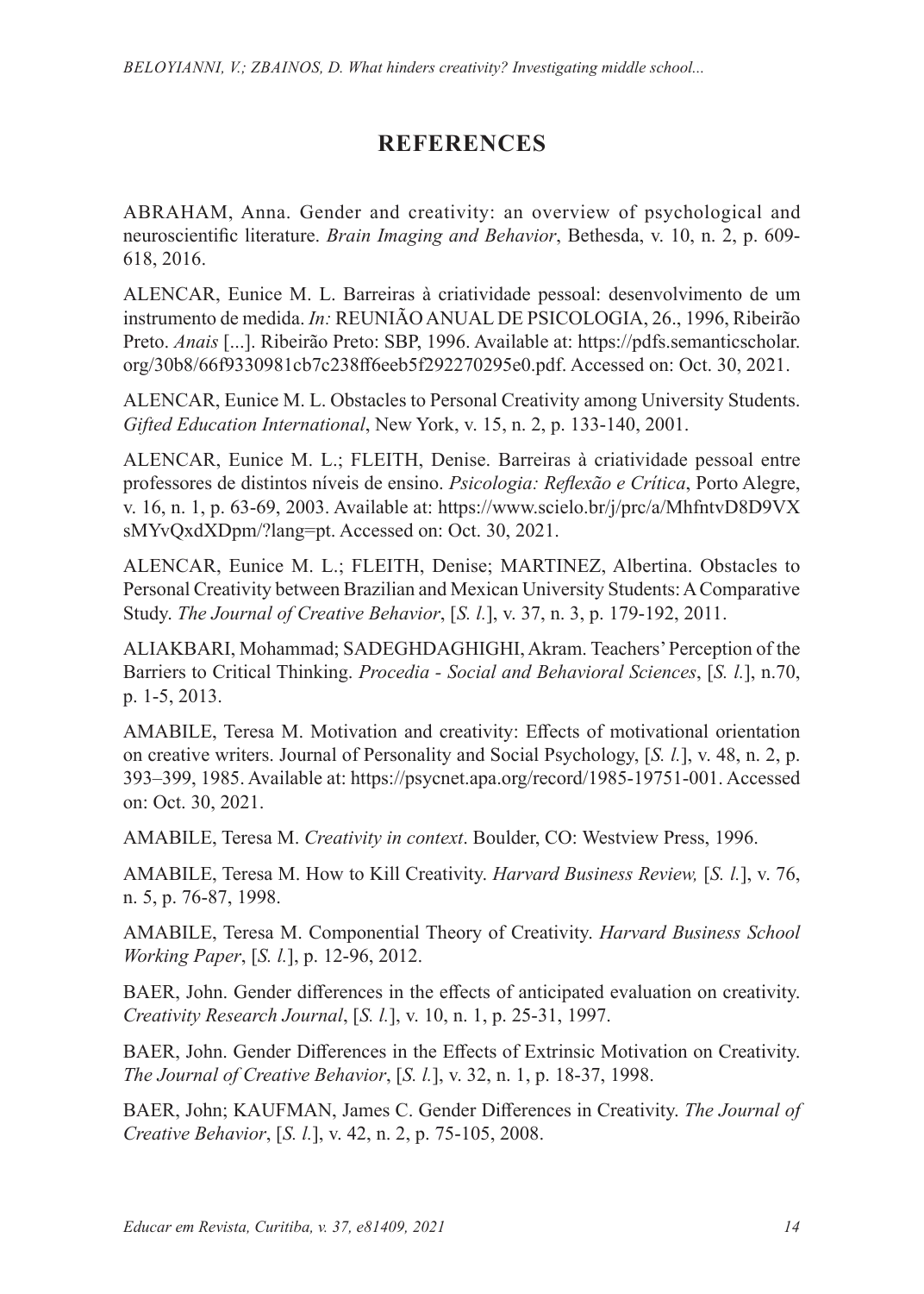## REFERENCES

ABRAHAM, Anna. Gender and creativity: an overview of psychological and neuroscientific literature. *Brain Imaging and Behavior*, Bethesda, v. 10, n. 2, p. 609-618, 2016.

ALENCAR, Eunice M. L. Barreiras à criatividade pessoal: desenvolvimento de um instrumento de medida. *In:* REUNIÃO ANUAL DE PSICOLOGIA, 26., 1996, Ribeirão Preto. *Anais* [...]. Ribeirão Preto: SBP, 1996. Available at: https://pdfs.semanticscholar.org/30b8/66f9330981cb7c238ff6eeb5f292270295e0.pdf. Accessed on: Oct. 30, 2021.

ALENCAR, Eunice M. L. Obstacles to Personal Creativity among University Students. *Gifted Education International*, New York, v. 15, n. 2, p. 133-140, 2001.

ALENCAR, Eunice M. L.; FLEITH, Denise. Barreiras à criatividade pessoal entre professores de distintos níveis de ensino. *Psicologia: Reflexão e Crítica*, Porto Alegre, v. 16, n. 1, p. 63-69, 2003. Available at: https://www.scielo.br/j/prc/a/MhfntvD8D9VXsMYvQxdXDpm/?lang=pt. Accessed on: Oct. 30, 2021.

ALENCAR, Eunice M. L.; FLEITH, Denise; MARTINEZ, Albertina. Obstacles to Personal Creativity between Brazilian and Mexican University Students: A Comparative Study. *The Journal of Creative Behavior*, [*S. l.*], v. 37, n. 3, p. 179-192, 2011.

ALIAKBARI, Mohammad; SADEGHDAGHIGHI, Akram. Teachers' Perception of the Barriers to Critical Thinking. *Procedia - Social and Behavioral Sciences*, [*S. l.*], n.70, p. 1-5, 2013.

AMABILE, Teresa M. Motivation and creativity: Effects of motivational orientation on creative writers. Journal of Personality and Social Psychology, [*S. l.*], v. 48, n. 2, p. 393–399, 1985. Available at: https://psycnet.apa.org/record/1985-19751-001. Accessed on: Oct. 30, 2021.

AMABILE, Teresa M. *Creativity in context*. Boulder, CO: Westview Press, 1996.

AMABILE, Teresa M. How to Kill Creativity. *Harvard Business Review,* [*S. l.*], v. 76, n. 5, p. 76-87, 1998.

AMABILE, Teresa M. Componential Theory of Creativity. *Harvard Business School Working Paper*, [*S. l.*], p. 12-96, 2012.

BAER, John. Gender differences in the effects of anticipated evaluation on creativity. *Creativity Research Journal*, [*S. l.*], v. 10, n. 1, p. 25-31, 1997.

BAER, John. Gender Differences in the Effects of Extrinsic Motivation on Creativity. *The Journal of Creative Behavior*, [*S. l.*], v. 32, n. 1, p. 18-37, 1998.

BAER, John; KAUFMAN, James C. Gender Differences in Creativity. *The Journal of Creative Behavior*, [*S. l.*], v. 42, n. 2, p. 75-105, 2008.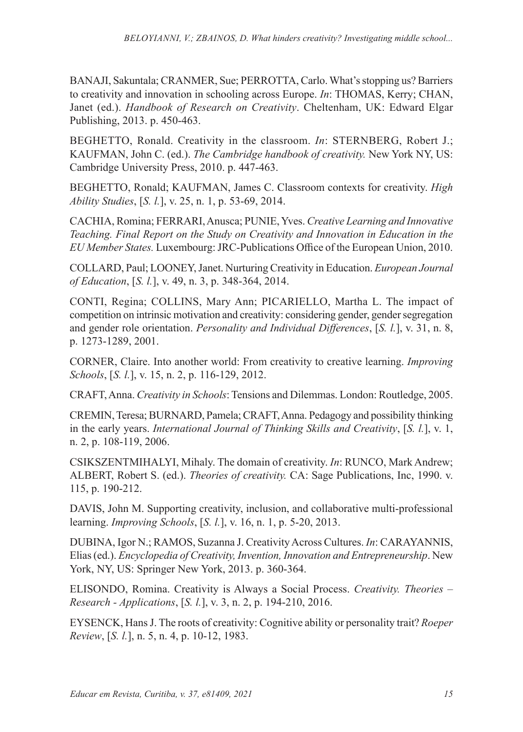BANAJI, Sakuntala; CRANMER, Sue; PERROTTA, Carlo. What's stopping us? Barriers to creativity and innovation in schooling across Europe. *In*: THOMAS, Kerry; CHAN, Janet (ed.). *Handbook of Research on Creativity*. Cheltenham, UK: Edward Elgar Publishing, 2013. p. 450-463.

BEGHETTO, Ronald. Creativity in the classroom. *In*: STERNBERG, Robert J.; KAUFMAN, John C. (ed.). *The Cambridge handbook of creativity.* New York NY, US: Cambridge University Press, 2010. p. 447-463.

BEGHETTO, Ronald; KAUFMAN, James C. Classroom contexts for creativity. *High Ability Studies*, [*S. l.*], v. 25, n. 1, p. 53-69, 2014.

CACHIA, Romina; FERRARI, Anusca; PUNIE, Yves. *Creative Learning and Innovative Teaching. Final Report on the Study on Creativity and Innovation in Education in the EU Member States.* Luxembourg: JRC-Publications Office of the European Union, 2010.

COLLARD, Paul; LOONEY, Janet. Nurturing Creativity in Education. *European Journal of Education*, [*S. l.*], v. 49, n. 3, p. 348-364, 2014.

CONTI, Regina; COLLINS, Mary Ann; PICARIELLO, Martha L. The impact of competition on intrinsic motivation and creativity: considering gender, gender segregation and gender role orientation. *Personality and Individual Differences*, [*S. l.*], v. 31, n. 8, p. 1273-1289, 2001.

CORNER, Claire. Into another world: From creativity to creative learning. *Improving Schools*, [*S. l.*], v. 15, n. 2, p. 116-129, 2012.

CRAFT, Anna. *Creativity in Schools*: Tensions and Dilemmas. London: Routledge, 2005.

CREMIN, Teresa; BURNARD, Pamela; CRAFT, Anna. Pedagogy and possibility thinking in the early years. *International Journal of Thinking Skills and Creativity*, [*S. l.*], v. 1, n. 2, p. 108-119, 2006.

CSIKSZENTMIHALYI, Mihaly. The domain of creativity. *In*: RUNCO, Mark Andrew; ALBERT, Robert S. (ed.). *Theories of creativity.* CA: Sage Publications, Inc, 1990. v. 115, p. 190-212.

DAVIS, John M. Supporting creativity, inclusion, and collaborative multi-professional learning. *Improving Schools*, [*S. l.*], v. 16, n. 1, p. 5-20, 2013.

DUBINA, Igor N.; RAMOS, Suzanna J. Creativity Across Cultures. *In*: CARAYANNIS, Elias (ed.). *Encyclopedia of Creativity, Invention, Innovation and Entrepreneurship*. New York, NY, US: Springer New York, 2013. p. 360-364.

ELISONDO, Romina. Creativity is Always a Social Process. *Creativity. Theories – Research - Applications*, [*S. l.*], v. 3, n. 2, p. 194-210, 2016.

EYSENCK, Hans J. The roots of creativity: Cognitive ability or personality trait? *Roeper Review*, [*S. l.*], n. 5, n. 4, p. 10-12, 1983.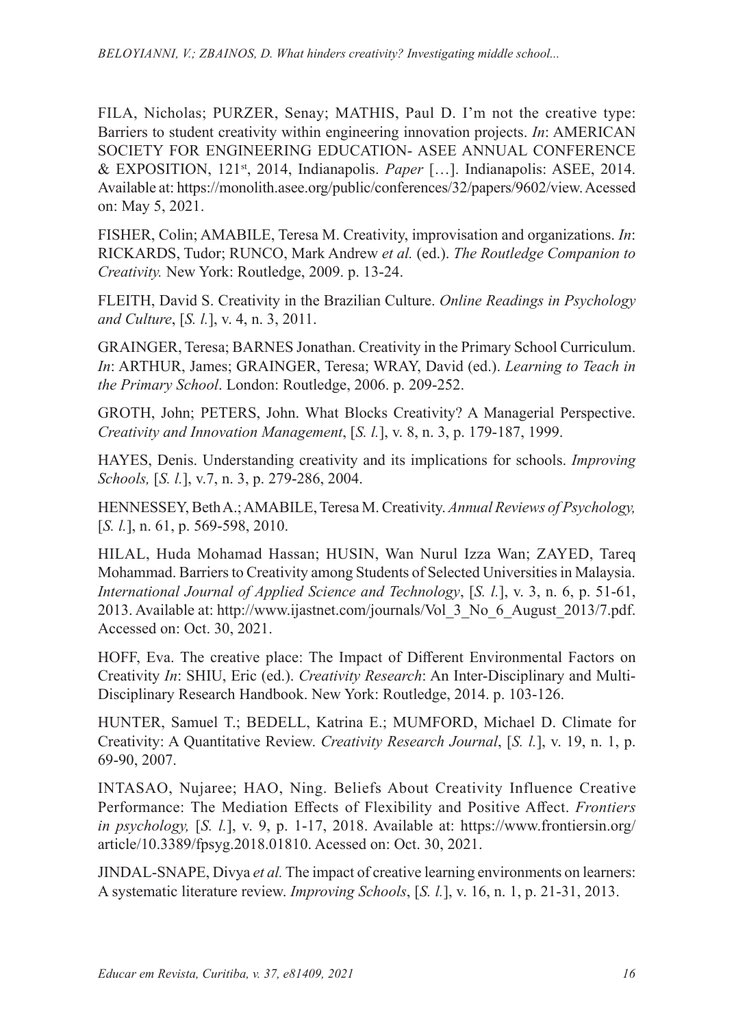FILA, Nicholas; PURZER, Senay; MATHIS, Paul D. I'm not the creative type: Barriers to student creativity within engineering innovation projects. *In*: AMERICAN SOCIETY FOR ENGINEERING EDUCATION- ASEE ANNUAL CONFERENCE & EXPOSITION, 121st, 2014, Indianapolis. *Paper* […]. Indianapolis: ASEE, 2014. Available at: https://monolith.asee.org/public/conferences/32/papers/9602/view. Acessed on: May 5, 2021.

FISHER, Colin; AMABILE, Teresa M. Creativity, improvisation and organizations. *In*: RICKARDS, Tudor; RUNCO, Mark Andrew *et al.* (ed.). *The Routledge Companion to Creativity.* New York: Routledge, 2009. p. 13-24.

FLEITH, David S. Creativity in the Brazilian Culture. *Online Readings in Psychology and Culture*, [*S. l.*], v. 4, n. 3, 2011.

GRAINGER, Teresa; BARNES Jonathan. Creativity in the Primary School Curriculum. *In*: ARTHUR, James; GRAINGER, Teresa; WRAY, David (ed.). *Learning to Teach in the Primary School*. London: Routledge, 2006. p. 209-252.

GROTH, John; PETERS, John. What Blocks Creativity? A Managerial Perspective. *Creativity and Innovation Management*, [*S. l.*], v. 8, n. 3, p. 179-187, 1999.

HAYES, Denis. Understanding creativity and its implications for schools. *Improving Schools,* [*S. l.*], v.7, n. 3, p. 279-286, 2004.

HENNESSEY, Beth A.; AMABILE, Teresa M. Creativity. *Annual Reviews of Psychology,* [*S. l.*], n. 61, p. 569-598, 2010.

HILAL, Huda Mohamad Hassan; HUSIN, Wan Nurul Izza Wan; ZAYED, Tareq Mohammad. Barriers to Creativity among Students of Selected Universities in Malaysia. *International Journal of Applied Science and Technology*, [*S. l.*], v. 3, n. 6, p. 51-61, 2013. Available at: http://www.ijastnet.com/journals/Vol_3_No_6_August_2013/7.pdf. Accessed on: Oct. 30, 2021.

HOFF, Eva. The creative place: The Impact of Different Environmental Factors on Creativity *In*: SHIU, Eric (ed.). *Creativity Research*: An Inter-Disciplinary and Multi-Disciplinary Research Handbook. New York: Routledge, 2014. p. 103-126.

HUNTER, Samuel T.; BEDELL, Katrina E.; MUMFORD, Michael D. Climate for Creativity: A Quantitative Review. *Creativity Research Journal*, [*S. l.*], v. 19, n. 1, p. 69-90, 2007.

INTASAO, Nujaree; HAO, Ning. Beliefs About Creativity Influence Creative Performance: The Mediation Effects of Flexibility and Positive Affect. *Frontiers in psychology,* [*S. l.*], v. 9, p. 1-17, 2018. Available at: https://www.frontiersin.org/article/10.3389/fpsyg.2018.01810. Acessed on: Oct. 30, 2021.

JINDAL-SNAPE, Divya *et al.* The impact of creative learning environments on learners: A systematic literature review. *Improving Schools*, [*S. l.*], v. 16, n. 1, p. 21-31, 2013.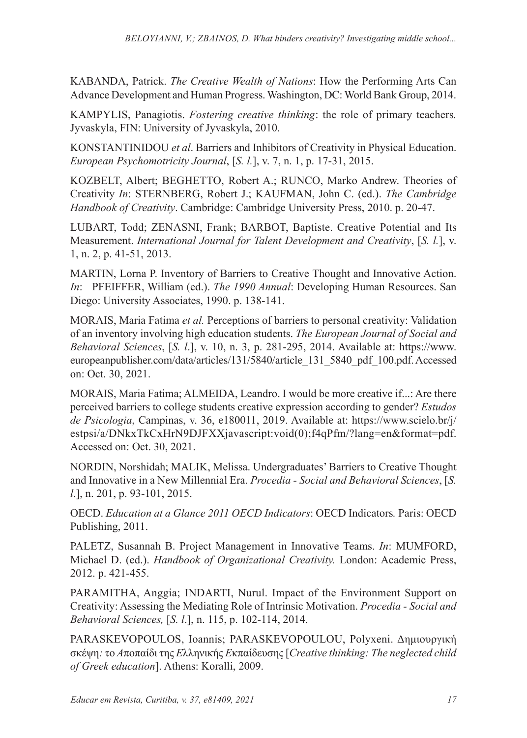KABANDA, Patrick. *The Creative Wealth of Nations*: How the Performing Arts Can Advance Development and Human Progress. Washington, DC: World Bank Group, 2014.

KAMPYLIS, Panagiotis. *Fostering creative thinking*: the role of primary teachers*.* Jyvaskyla, FIN: University of Jyvaskyla, 2010.

KONSTANTINIDOU *et al*. Barriers and Inhibitors of Creativity in Physical Education. *European Psychomotricity Journal*, [*S. l.*], v. 7, n. 1, p. 17-31, 2015.

KOZBELT, Albert; BEGHETTO, Robert A.; RUNCO, Marko Andrew. Theories of Creativity *In*: STERNBERG, Robert J.; KAUFMAN, John C. (ed.). *The Cambridge Handbook of Creativity*. Cambridge: Cambridge University Press, 2010. p. 20-47.

LUBART, Todd; ZENASNI, Frank; BARBOT, Baptiste. Creative Potential and Its Measurement. *International Journal for Talent Development and Creativity*, [*S. l.*], v. 1, n. 2, p. 41-51, 2013.

MARTIN, Lorna P. Inventory of Barriers to Creative Thought and Innovative Action. *In*: PFEIFFER, William (ed.). *The 1990 Annual*: Developing Human Resources. San Diego: University Associates, 1990. p. 138-141.

MORAIS, Maria Fatima *et al.* Perceptions of barriers to personal creativity: Validation of an inventory involving high education students. *The European Journal of Social and Behavioral Sciences*, [*S. l*.], v. 10, n. 3, p. 281-295, 2014. Available at: https://www.europeanpublisher.com/data/articles/131/5840/article_131_5840_pdf_100.pdf. Accessed on: Oct. 30, 2021.

MORAIS, Maria Fatima; ALMEIDA, Leandro. I would be more creative if...: Are there perceived barriers to college students creative expression according to gender? *Estudos de Psicologia*, Campinas, v. 36, e180011, 2019. Available at: https://www.scielo.br/j/estpsi/a/DNkxTkCxHrN9DJFXXjavascript:void(0);f4qPfm/?lang=en&format=pdf. Accessed on: Oct. 30, 2021.

NORDIN, Norshidah; MALIK, Melissa. Undergraduates' Barriers to Creative Thought and Innovative in a New Millennial Era. *Procedia - Social and Behavioral Sciences*, [*S. l*.], n. 201, p. 93-101, 2015.

OECD. *Education at a Glance 2011 OECD Indicators*: OECD Indicators*.* Paris: OECD Publishing, 2011.

PALETZ, Susannah B. Project Management in Innovative Teams. *In*: MUMFORD, Michael D. (ed.). *Handbook of Organizational Creativity.* London: Academic Press, 2012. p. 421-455.

PARAMITHA, Anggia; INDARTI, Nurul. Impact of the Environment Support on Creativity: Assessing the Mediating Role of Intrinsic Motivation. *Procedia - Social and Behavioral Sciences,* [*S. l*.], n. 115, p. 102-114, 2014.

PARASKEVOPOULOS, Ioannis; PARASKEVOPOULOU, Polyxeni. Δημιουργική σκέψη*:* το *Αποπαίδι της Ελληνικής Εκπαίδευσης* [*Creative thinking: The neglected child of Greek education*]. Athens: Koralli, 2009.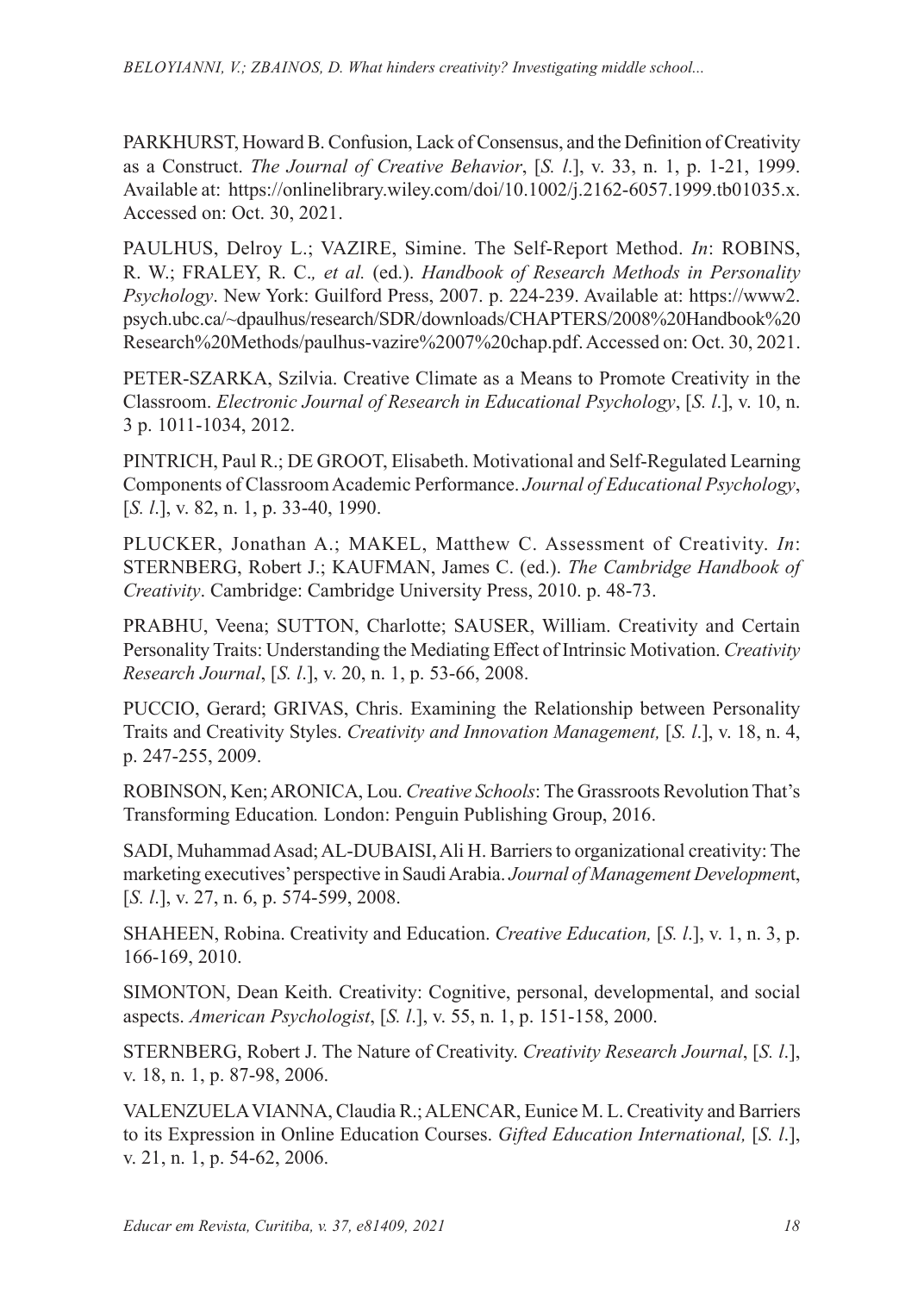PARKHURST, Howard B. Confusion, Lack of Consensus, and the Definition of Creativity as a Construct. *The Journal of Creative Behavior*, [*S. l.*], v. 33, n. 1, p. 1-21, 1999. Available at: https://onlinelibrary.wiley.com/doi/10.1002/j.2162-6057.1999.tb01035.x. Accessed on: Oct. 30, 2021.

PAULHUS, Delroy L.; VAZIRE, Simine. The Self-Report Method. *In*: ROBINS, R. W.; FRALEY, R. C.*, et al.* (ed.). *Handbook of Research Methods in Personality Psychology*. New York: Guilford Press, 2007. p. 224-239. Available at: https://www2.psych.ubc.ca/~dpaulhus/research/SDR/downloads/CHAPTERS/2008%20Handbook%20Research%20Methods/paulhus-vazire%2007%20chap.pdf. Accessed on: Oct. 30, 2021.

PETER-SZARKA, Szilvia. Creative Climate as a Means to Promote Creativity in the Classroom. *Electronic Journal of Research in Educational Psychology*, [*S. l.*], v. 10, n. 3 p. 1011-1034, 2012.

PINTRICH, Paul R.; DE GROOT, Elisabeth. Motivational and Self-Regulated Learning Components of Classroom Academic Performance. *Journal of Educational Psychology*, [*S. l.*], v. 82, n. 1, p. 33-40, 1990.

PLUCKER, Jonathan A.; MAKEL, Matthew C. Assessment of Creativity. *In*: STERNBERG, Robert J.; KAUFMAN, James C. (ed.). *The Cambridge Handbook of Creativity*. Cambridge: Cambridge University Press, 2010. p. 48-73.

PRABHU, Veena; SUTTON, Charlotte; SAUSER, William. Creativity and Certain Personality Traits: Understanding the Mediating Effect of Intrinsic Motivation. *Creativity Research Journal*, [*S. l.*], v. 20, n. 1, p. 53-66, 2008.

PUCCIO, Gerard; GRIVAS, Chris. Examining the Relationship between Personality Traits and Creativity Styles. *Creativity and Innovation Management,* [*S. l.*], v. 18, n. 4, p. 247-255, 2009.

ROBINSON, Ken; ARONICA, Lou. *Creative Schools*: The Grassroots Revolution That's Transforming Education*.* London: Penguin Publishing Group, 2016.

SADI, Muhammad Asad; AL-DUBAISI, Ali H. Barriers to organizational creativity: The marketing executives' perspective in Saudi Arabia. *Journal of Management Developmen*t, [*S. l.*], v. 27, n. 6, p. 574-599, 2008.

SHAHEEN, Robina. Creativity and Education. *Creative Education,* [*S. l.*], v. 1, n. 3, p. 166-169, 2010.

SIMONTON, Dean Keith. Creativity: Cognitive, personal, developmental, and social aspects. *American Psychologist*, [*S. l.*], v. 55, n. 1, p. 151-158, 2000.

STERNBERG, Robert J. The Nature of Creativity. *Creativity Research Journal*, [*S. l.*], v. 18, n. 1, p. 87-98, 2006.

VALENZUELA VIANNA, Claudia R.; ALENCAR, Eunice M. L. Creativity and Barriers to its Expression in Online Education Courses. *Gifted Education International,* [*S. l.*], v. 21, n. 1, p. 54-62, 2006.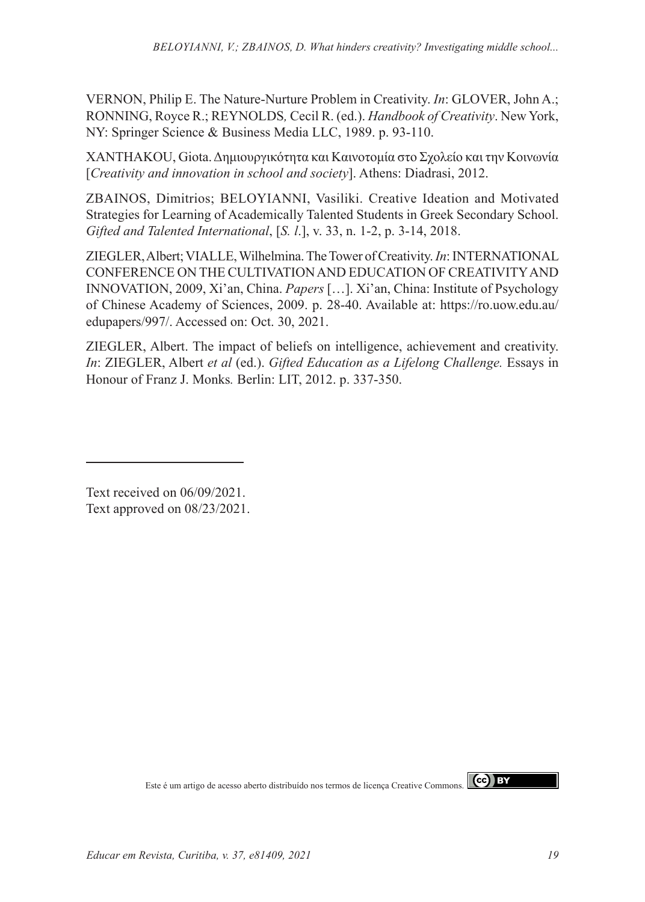VERNON, Philip E. The Nature-Nurture Problem in Creativity. *In*: GLOVER, John A.; RONNING, Royce R.; REYNOLDS*,* Cecil R. (ed.). *Handbook of Creativity*. New York, NY: Springer Science & Business Media LLC, 1989. p. 93-110.

XANTHAKOU, Giota. Δημιουργικότητα και Καινοτομία στο Σχολείο και την Κοινωνία [*Creativity and innovation in school and society*]. Athens: Diadrasi, 2012.

ZBAINOS, Dimitrios; BELOYIANNI, Vasiliki. Creative Ideation and Motivated Strategies for Learning of Academically Talented Students in Greek Secondary School. *Gifted and Talented International*, [*S. l*.], v. 33, n. 1-2, p. 3-14, 2018.

ZIEGLER, Albert; VIALLE, Wilhelmina. The Tower of Creativity. *In*: INTERNATIONAL CONFERENCE ON THE CULTIVATION AND EDUCATION OF CREATIVITY AND INNOVATION, 2009, Xi'an, China. *Papers* […]. Xi'an, China: Institute of Psychology of Chinese Academy of Sciences, 2009. p. 28-40. Available at: https://ro.uow.edu.au/edupapers/997/. Accessed on: Oct. 30, 2021.

ZIEGLER, Albert. The impact of beliefs on intelligence, achievement and creativity. *In*: ZIEGLER, Albert *et al* (ed.). *Gifted Education as a Lifelong Challenge.* Essays in Honour of Franz J. Monks*.* Berlin: LIT, 2012. p. 337-350.

---

Text received on 06/09/2021.
Text approved on 08/23/2021.

Este é um artigo de acesso aberto distribuído nos termos de licença Creative Commons.